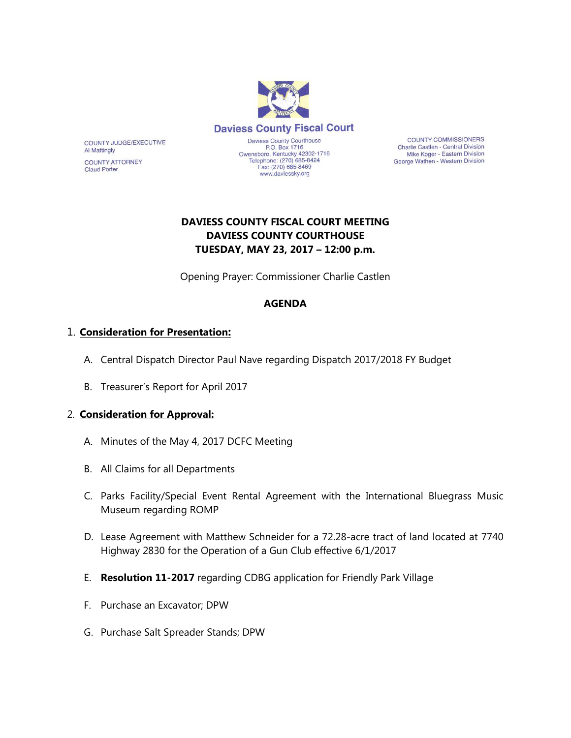Daviess County Fiscal Court

COUNTY JUDGE/EXECUTIVE
Al Mattingly

COUNTY ATTORNEY
Claud Porter

Daviess County Courthouse
P.O. Box 1716
Owensboro, Kentucky 42302-1716
Telephone: (270) 685-8424
Fax: (270) 685-8469
www.daviessky.org

COUNTY COMMISSIONERS
Charlie Castlen - Central Division
Mike Koger - Eastern Division
George Wathen - Western Division

**DAVIESS COUNTY FISCAL COURT MEETING**
**DAVIESS COUNTY COURTHOUSE**
**TUESDAY, MAY 23, 2017 – 12:00 p.m.**

Opening Prayer: Commissioner Charlie Castlen

**AGENDA**

1. **Consideration for Presentation:**

   A. Central Dispatch Director Paul Nave regarding Dispatch 2017/2018 FY Budget

   B. Treasurer's Report for April 2017

2. **Consideration for Approval:**

   A. Minutes of the May 4, 2017 DCFC Meeting

   B. All Claims for all Departments

   C. Parks Facility/Special Event Rental Agreement with the International Bluegrass Music Museum regarding ROMP

   D. Lease Agreement with Matthew Schneider for a 72.28-acre tract of land located at 7740 Highway 2830 for the Operation of a Gun Club effective 6/1/2017

   E. **Resolution 11-2017** regarding CDBG application for Friendly Park Village

   F. Purchase an Excavator; DPW

   G. Purchase Salt Spreader Stands; DPW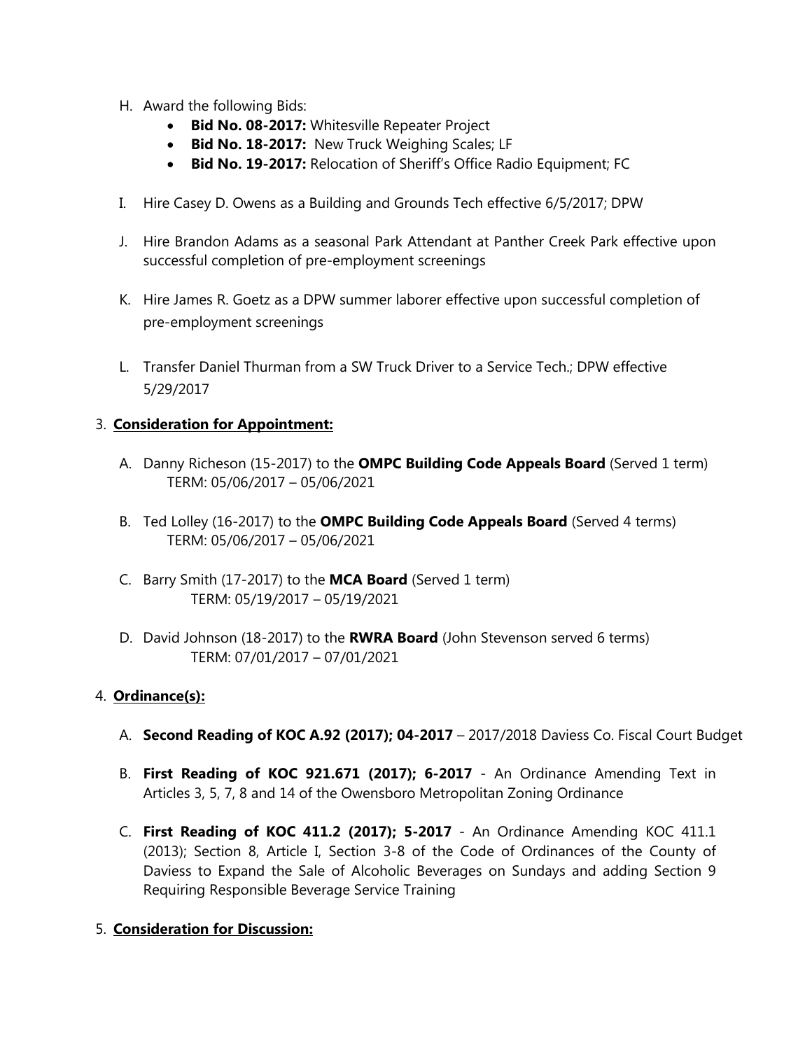H. Award the following Bids:
   - **Bid No. 08-2017:** Whitesville Repeater Project
   - **Bid No. 18-2017:** New Truck Weighing Scales; LF
   - **Bid No. 19-2017:** Relocation of Sheriff's Office Radio Equipment; FC

I. Hire Casey D. Owens as a Building and Grounds Tech effective 6/5/2017; DPW

J. Hire Brandon Adams as a seasonal Park Attendant at Panther Creek Park effective upon successful completion of pre-employment screenings

K. Hire James R. Goetz as a DPW summer laborer effective upon successful completion of pre-employment screenings

L. Transfer Daniel Thurman from a SW Truck Driver to a Service Tech.; DPW effective 5/29/2017

3. **Consideration for Appointment:**

   A. Danny Richeson (15-2017) to the **OMPC Building Code Appeals Board** (Served 1 term)
   TERM: 05/06/2017 – 05/06/2021

   B. Ted Lolley (16-2017) to the **OMPC Building Code Appeals Board** (Served 4 terms)
   TERM: 05/06/2017 – 05/06/2021

   C. Barry Smith (17-2017) to the **MCA Board** (Served 1 term)
   TERM: 05/19/2017 – 05/19/2021

   D. David Johnson (18-2017) to the **RWRA Board** (John Stevenson served 6 terms)
   TERM: 07/01/2017 – 07/01/2021

4. **Ordinance(s):**

   A. **Second Reading of KOC A.92 (2017); 04-2017** – 2017/2018 Daviess Co. Fiscal Court Budget

   B. **First Reading of KOC 921.671 (2017); 6-2017** - An Ordinance Amending Text in Articles 3, 5, 7, 8 and 14 of the Owensboro Metropolitan Zoning Ordinance

   C. **First Reading of KOC 411.2 (2017); 5-2017** - An Ordinance Amending KOC 411.1 (2013); Section 8, Article I, Section 3-8 of the Code of Ordinances of the County of Daviess to Expand the Sale of Alcoholic Beverages on Sundays and adding Section 9 Requiring Responsible Beverage Service Training

5. **Consideration for Discussion:**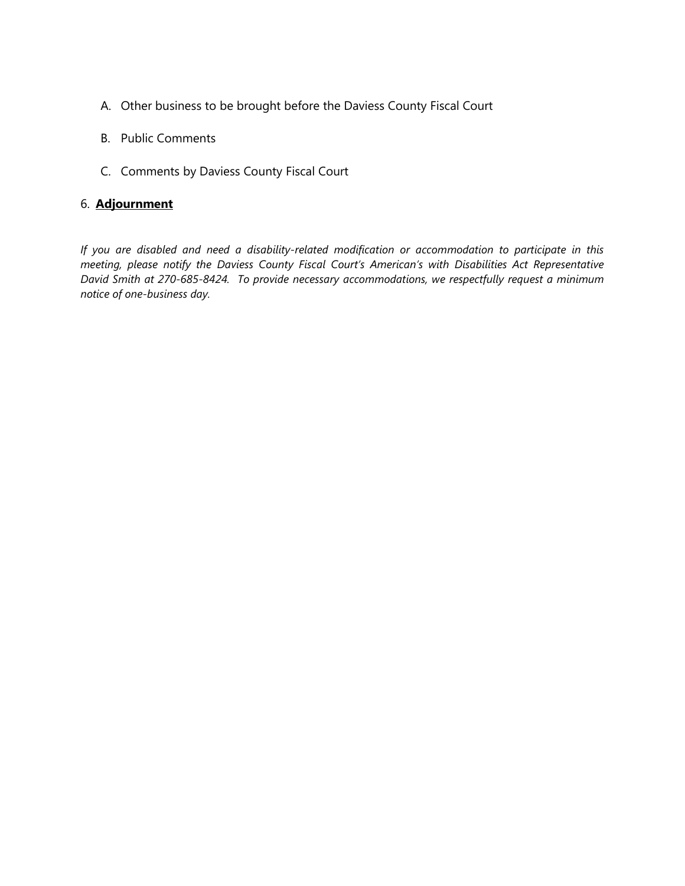A. Other business to be brought before the Daviess County Fiscal Court

B. Public Comments

C. Comments by Daviess County Fiscal Court

6. **Adjournment**

*If you are disabled and need a disability-related modification or accommodation to participate in this meeting, please notify the Daviess County Fiscal Court's American's with Disabilities Act Representative David Smith at 270-685-8424. To provide necessary accommodations, we respectfully request a minimum notice of one-business day.*